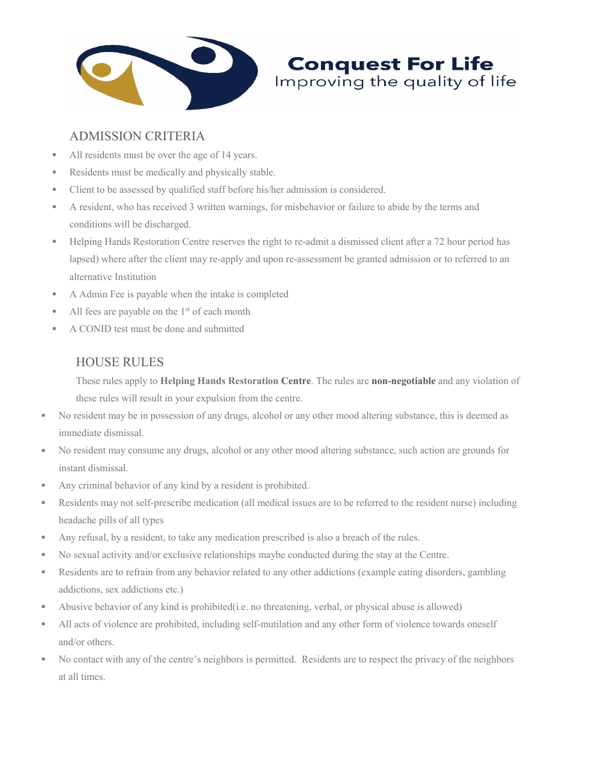**Conquest For Life**
Improving the quality of life

## ADMISSION CRITERIA

- All residents must be over the age of 14 years.
- Residents must be medically and physically stable.
- Client to be assessed by qualified staff before his/her admission is considered.
- A resident, who has received 3 written warnings, for misbehavior or failure to abide by the terms and conditions will be discharged.
- Helping Hands Restoration Centre reserves the right to re-admit a dismissed client after a 72 hour period has lapsed) where after the client may re-apply and upon re-assessment be granted admission or to referred to an alternative Institution
- A Admin Fee is payable when the intake is completed
- All fees are payable on the 1st of each month
- A CONID test must be done and submitted

## HOUSE RULES

These rules apply to **Helping Hands Restoration Centre**. The rules are **non-negotiable** and any violation of these rules will result in your expulsion from the centre.

- No resident may be in possession of any drugs, alcohol or any other mood altering substance, this is deemed as immediate dismissal.
- No resident may consume any drugs, alcohol or any other mood altering substance, such action are grounds for instant dismissal.
- Any criminal behavior of any kind by a resident is prohibited.
- Residents may not self-prescribe medication (all medical issues are to be referred to the resident nurse) including headache pills of all types
- Any refusal, by a resident, to take any medication prescribed is also a breach of the rules.
- No sexual activity and/or exclusive relationships maybe conducted during the stay at the Centre.
- Residents are to refrain from any behavior related to any other addictions (example eating disorders, gambling addictions, sex addictions etc.)
- Abusive behavior of any kind is prohibited(i.e. no threatening, verbal, or physical abuse is allowed)
- All acts of violence are prohibited, including self-mutilation and any other form of violence towards oneself and/or others.
- No contact with any of the centre's neighbors is permitted. Residents are to respect the privacy of the neighbors at all times.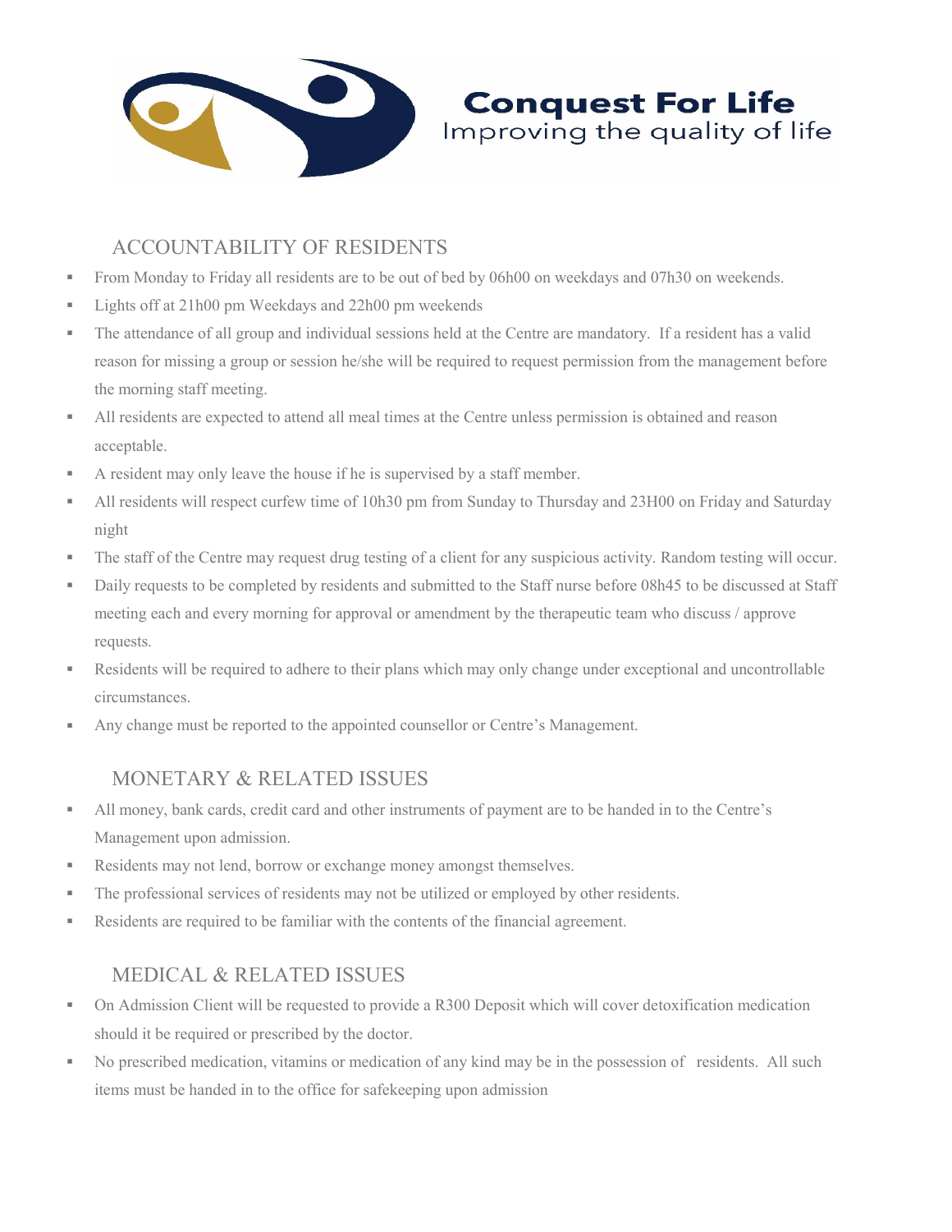**Conquest For Life**
Improving the quality of life

## ACCOUNTABILITY OF RESIDENTS

- From Monday to Friday all residents are to be out of bed by 06h00 on weekdays and 07h30 on weekends.
- Lights off at 21h00 pm Weekdays and 22h00 pm weekends
- The attendance of all group and individual sessions held at the Centre are mandatory. If a resident has a valid reason for missing a group or session he/she will be required to request permission from the management before the morning staff meeting.
- All residents are expected to attend all meal times at the Centre unless permission is obtained and reason acceptable.
- A resident may only leave the house if he is supervised by a staff member.
- All residents will respect curfew time of 10h30 pm from Sunday to Thursday and 23H00 on Friday and Saturday night
- The staff of the Centre may request drug testing of a client for any suspicious activity. Random testing will occur.
- Daily requests to be completed by residents and submitted to the Staff nurse before 08h45 to be discussed at Staff meeting each and every morning for approval or amendment by the therapeutic team who discuss / approve requests.
- Residents will be required to adhere to their plans which may only change under exceptional and uncontrollable circumstances.
- Any change must be reported to the appointed counsellor or Centre's Management.

## MONETARY & RELATED ISSUES

- All money, bank cards, credit card and other instruments of payment are to be handed in to the Centre's Management upon admission.
- Residents may not lend, borrow or exchange money amongst themselves.
- The professional services of residents may not be utilized or employed by other residents.
- Residents are required to be familiar with the contents of the financial agreement.

## MEDICAL & RELATED ISSUES

- On Admission Client will be requested to provide a R300 Deposit which will cover detoxification medication should it be required or prescribed by the doctor.
- No prescribed medication, vitamins or medication of any kind may be in the possession of residents. All such items must be handed in to the office for safekeeping upon admission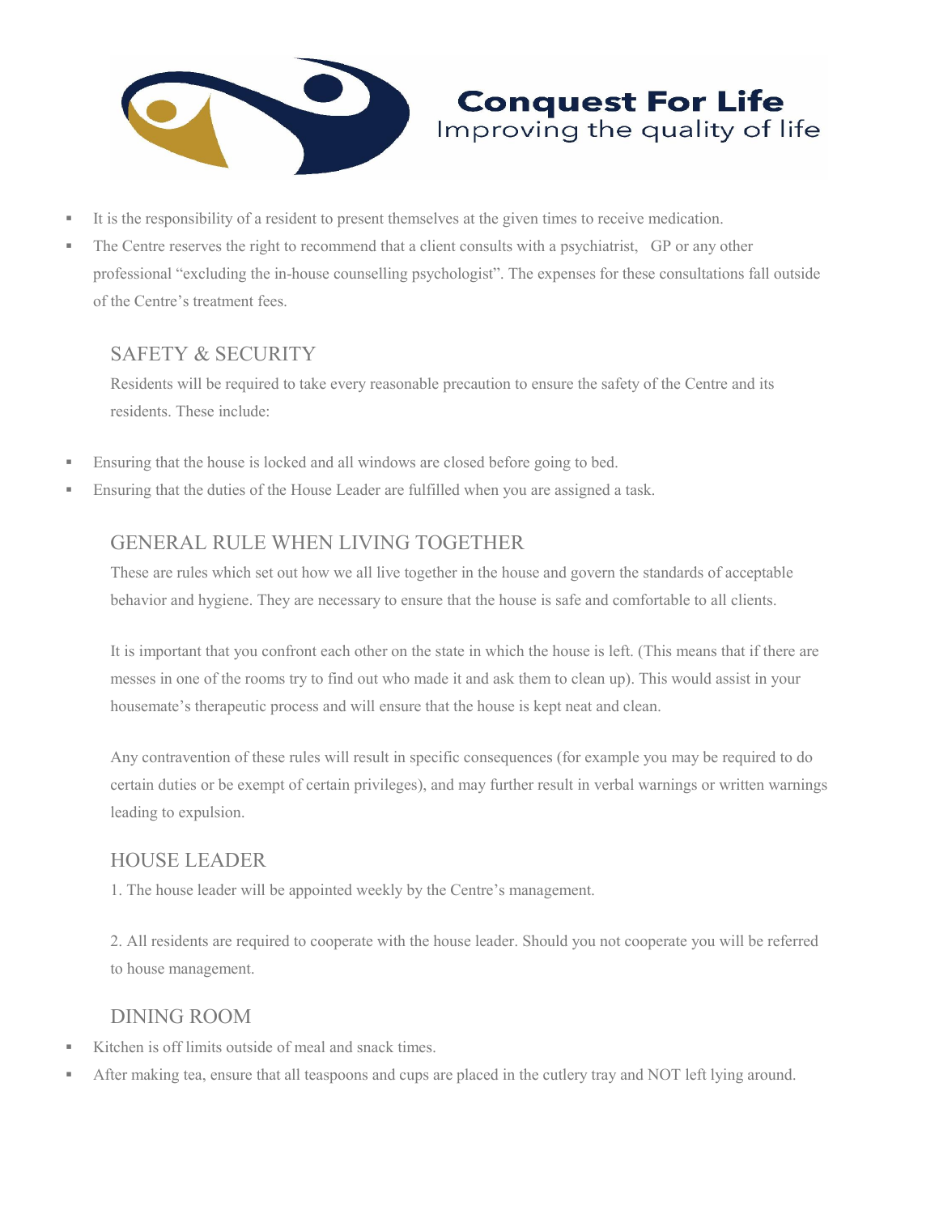**Conquest For Life**
Improving the quality of life

- It is the responsibility of a resident to present themselves at the given times to receive medication.
- The Centre reserves the right to recommend that a client consults with a psychiatrist, GP or any other professional "excluding the in-house counselling psychologist". The expenses for these consultations fall outside of the Centre's treatment fees.

## SAFETY & SECURITY

Residents will be required to take every reasonable precaution to ensure the safety of the Centre and its residents. These include:

- Ensuring that the house is locked and all windows are closed before going to bed.
- Ensuring that the duties of the House Leader are fulfilled when you are assigned a task.

## GENERAL RULE WHEN LIVING TOGETHER

These are rules which set out how we all live together in the house and govern the standards of acceptable behavior and hygiene. They are necessary to ensure that the house is safe and comfortable to all clients.

It is important that you confront each other on the state in which the house is left. (This means that if there are messes in one of the rooms try to find out who made it and ask them to clean up). This would assist in your housemate's therapeutic process and will ensure that the house is kept neat and clean.

Any contravention of these rules will result in specific consequences (for example you may be required to do certain duties or be exempt of certain privileges), and may further result in verbal warnings or written warnings leading to expulsion.

## HOUSE LEADER

1. The house leader will be appointed weekly by the Centre's management.

2. All residents are required to cooperate with the house leader. Should you not cooperate you will be referred to house management.

## DINING ROOM

- Kitchen is off limits outside of meal and snack times.
- After making tea, ensure that all teaspoons and cups are placed in the cutlery tray and NOT left lying around.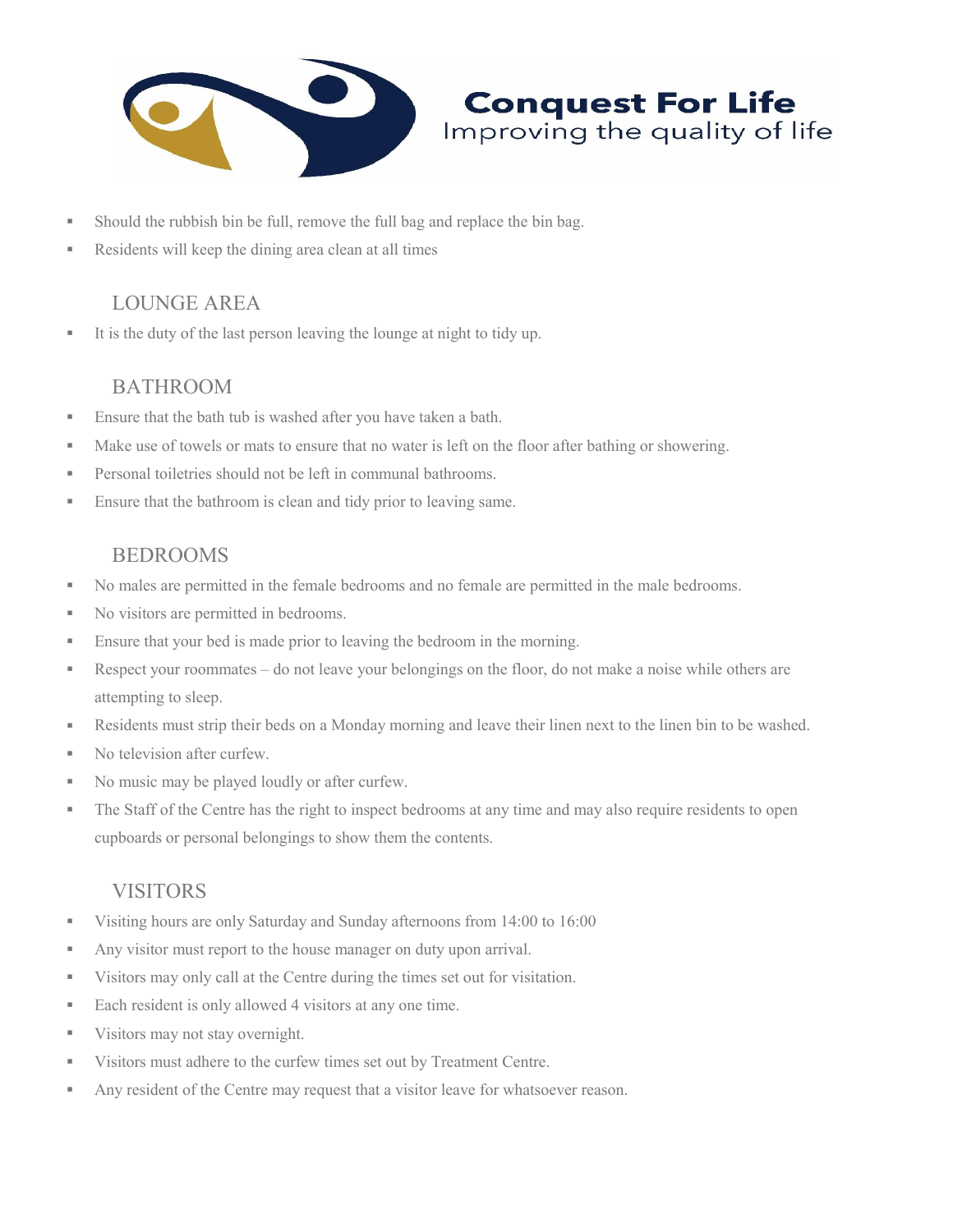- Should the rubbish bin be full, remove the full bag and replace the bin bag.
- Residents will keep the dining area clean at all times

## LOUNGE AREA

- It is the duty of the last person leaving the lounge at night to tidy up.

## BATHROOM

- Ensure that the bath tub is washed after you have taken a bath.
- Make use of towels or mats to ensure that no water is left on the floor after bathing or showering.
- Personal toiletries should not be left in communal bathrooms.
- Ensure that the bathroom is clean and tidy prior to leaving same.

## BEDROOMS

- No males are permitted in the female bedrooms and no female are permitted in the male bedrooms.
- No visitors are permitted in bedrooms.
- Ensure that your bed is made prior to leaving the bedroom in the morning.
- Respect your roommates – do not leave your belongings on the floor, do not make a noise while others are attempting to sleep.
- Residents must strip their beds on a Monday morning and leave their linen next to the linen bin to be washed.
- No television after curfew.
- No music may be played loudly or after curfew.
- The Staff of the Centre has the right to inspect bedrooms at any time and may also require residents to open cupboards or personal belongings to show them the contents.

## VISITORS

- Visiting hours are only Saturday and Sunday afternoons from 14:00 to 16:00
- Any visitor must report to the house manager on duty upon arrival.
- Visitors may only call at the Centre during the times set out for visitation.
- Each resident is only allowed 4 visitors at any one time.
- Visitors may not stay overnight.
- Visitors must adhere to the curfew times set out by Treatment Centre.
- Any resident of the Centre may request that a visitor leave for whatsoever reason.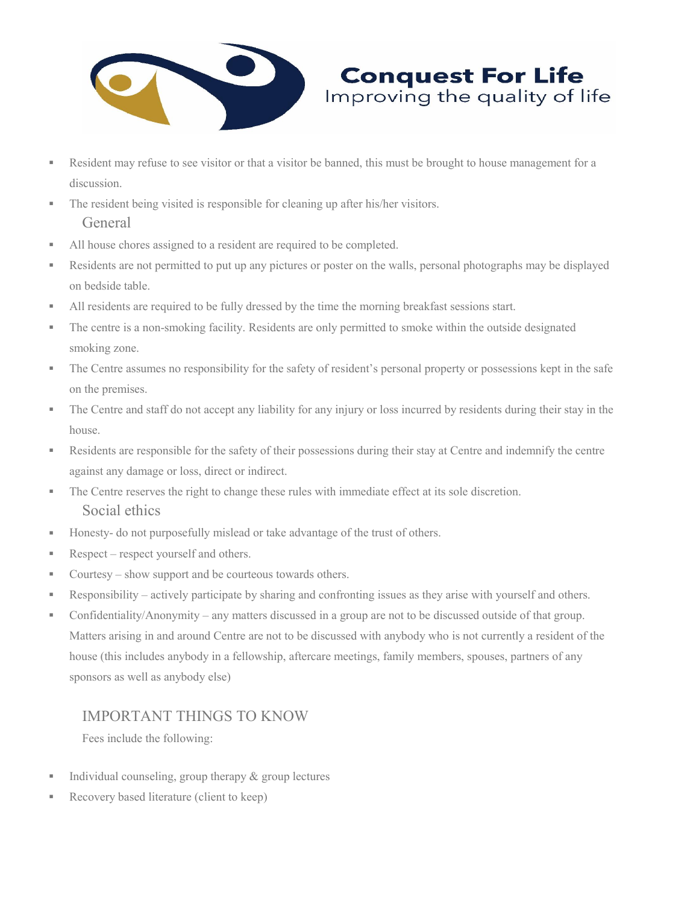- Resident may refuse to see visitor or that a visitor be banned, this must be brought to house management for a discussion.
- The resident being visited is responsible for cleaning up after his/her visitors.

## General

- All house chores assigned to a resident are required to be completed.
- Residents are not permitted to put up any pictures or poster on the walls, personal photographs may be displayed on bedside table.
- All residents are required to be fully dressed by the time the morning breakfast sessions start.
- The centre is a non-smoking facility. Residents are only permitted to smoke within the outside designated smoking zone.
- The Centre assumes no responsibility for the safety of resident's personal property or possessions kept in the safe on the premises.
- The Centre and staff do not accept any liability for any injury or loss incurred by residents during their stay in the house.
- Residents are responsible for the safety of their possessions during their stay at Centre and indemnify the centre against any damage or loss, direct or indirect.
- The Centre reserves the right to change these rules with immediate effect at its sole discretion.

## Social ethics

- Honesty- do not purposefully mislead or take advantage of the trust of others.
- Respect – respect yourself and others.
- Courtesy – show support and be courteous towards others.
- Responsibility – actively participate by sharing and confronting issues as they arise with yourself and others.
- Confidentiality/Anonymity – any matters discussed in a group are not to be discussed outside of that group. Matters arising in and around Centre are not to be discussed with anybody who is not currently a resident of the house (this includes anybody in a fellowship, aftercare meetings, family members, spouses, partners of any sponsors as well as anybody else)

## IMPORTANT THINGS TO KNOW

Fees include the following:

- Individual counseling, group therapy & group lectures
- Recovery based literature (client to keep)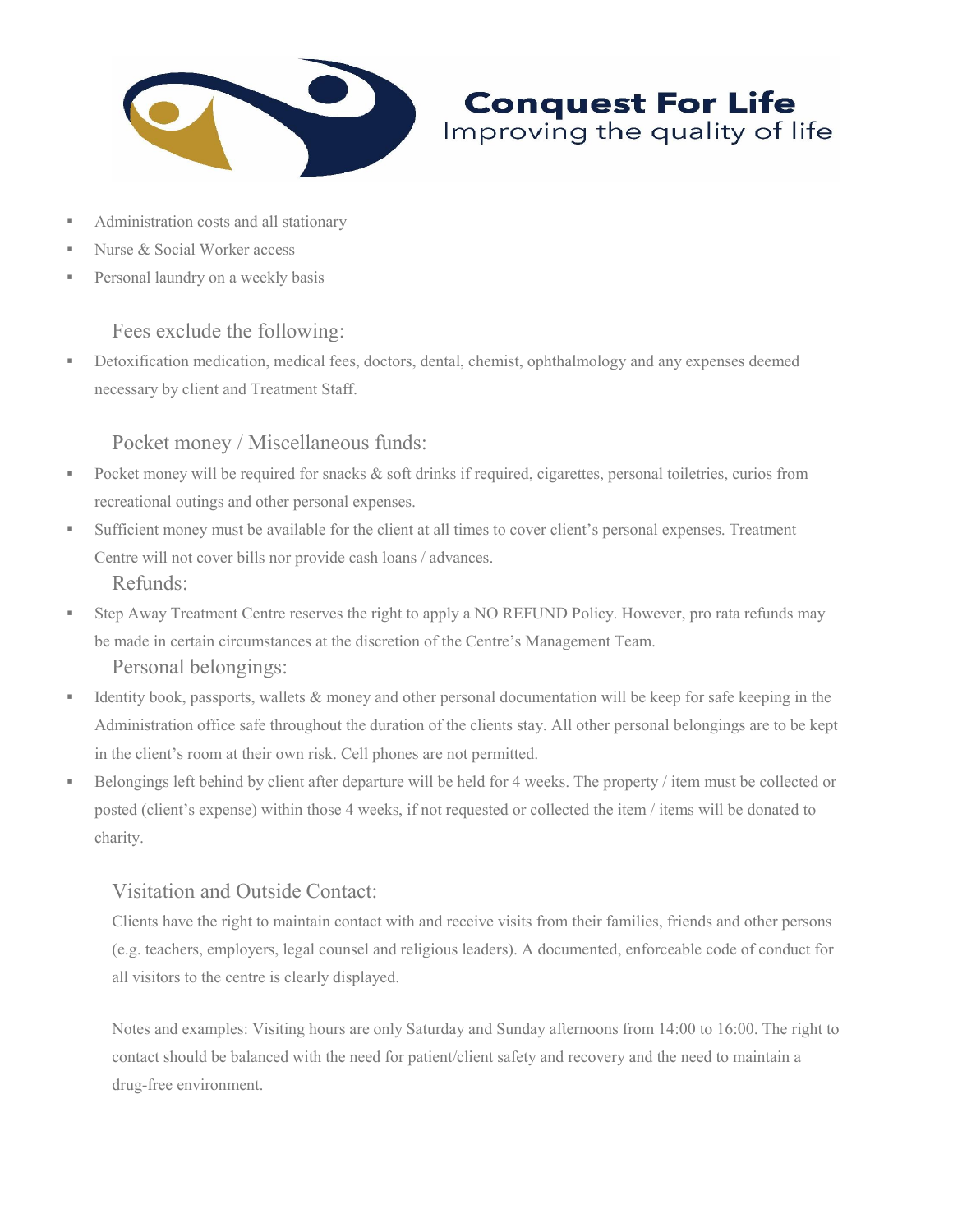- Administration costs and all stationary
- Nurse & Social Worker access
- Personal laundry on a weekly basis

### Fees exclude the following:

- Detoxification medication, medical fees, doctors, dental, chemist, ophthalmology and any expenses deemed necessary by client and Treatment Staff.

### Pocket money / Miscellaneous funds:

- Pocket money will be required for snacks & soft drinks if required, cigarettes, personal toiletries, curios from recreational outings and other personal expenses.
- Sufficient money must be available for the client at all times to cover client's personal expenses. Treatment Centre will not cover bills nor provide cash loans / advances.

### Refunds:

- Step Away Treatment Centre reserves the right to apply a NO REFUND Policy. However, pro rata refunds may be made in certain circumstances at the discretion of the Centre's Management Team.

### Personal belongings:

- Identity book, passports, wallets & money and other personal documentation will be keep for safe keeping in the Administration office safe throughout the duration of the clients stay. All other personal belongings are to be kept in the client's room at their own risk. Cell phones are not permitted.
- Belongings left behind by client after departure will be held for 4 weeks. The property / item must be collected or posted (client's expense) within those 4 weeks, if not requested or collected the item / items will be donated to charity.

### Visitation and Outside Contact:

Clients have the right to maintain contact with and receive visits from their families, friends and other persons (e.g. teachers, employers, legal counsel and religious leaders). A documented, enforceable code of conduct for all visitors to the centre is clearly displayed.

Notes and examples: Visiting hours are only Saturday and Sunday afternoons from 14:00 to 16:00. The right to contact should be balanced with the need for patient/client safety and recovery and the need to maintain a drug-free environment.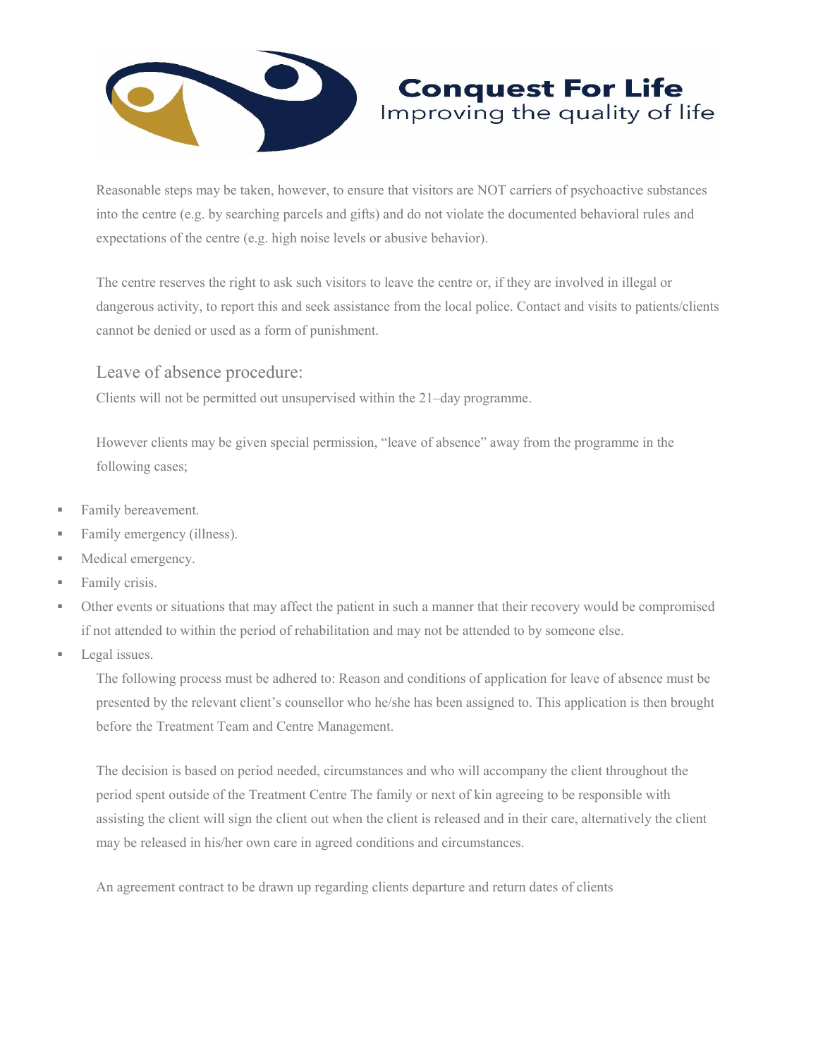Reasonable steps may be taken, however, to ensure that visitors are NOT carriers of psychoactive substances into the centre (e.g. by searching parcels and gifts) and do not violate the documented behavioral rules and expectations of the centre (e.g. high noise levels or abusive behavior).

The centre reserves the right to ask such visitors to leave the centre or, if they are involved in illegal or dangerous activity, to report this and seek assistance from the local police. Contact and visits to patients/clients cannot be denied or used as a form of punishment.

## Leave of absence procedure:

Clients will not be permitted out unsupervised within the 21–day programme.

However clients may be given special permission, "leave of absence" away from the programme in the following cases;

- Family bereavement.
- Family emergency (illness).
- Medical emergency.
- Family crisis.
- Other events or situations that may affect the patient in such a manner that their recovery would be compromised if not attended to within the period of rehabilitation and may not be attended to by someone else.
- Legal issues.

The following process must be adhered to: Reason and conditions of application for leave of absence must be presented by the relevant client's counsellor who he/she has been assigned to. This application is then brought before the Treatment Team and Centre Management.

The decision is based on period needed, circumstances and who will accompany the client throughout the period spent outside of the Treatment Centre The family or next of kin agreeing to be responsible with assisting the client will sign the client out when the client is released and in their care, alternatively the client may be released in his/her own care in agreed conditions and circumstances.

An agreement contract to be drawn up regarding clients departure and return dates of clients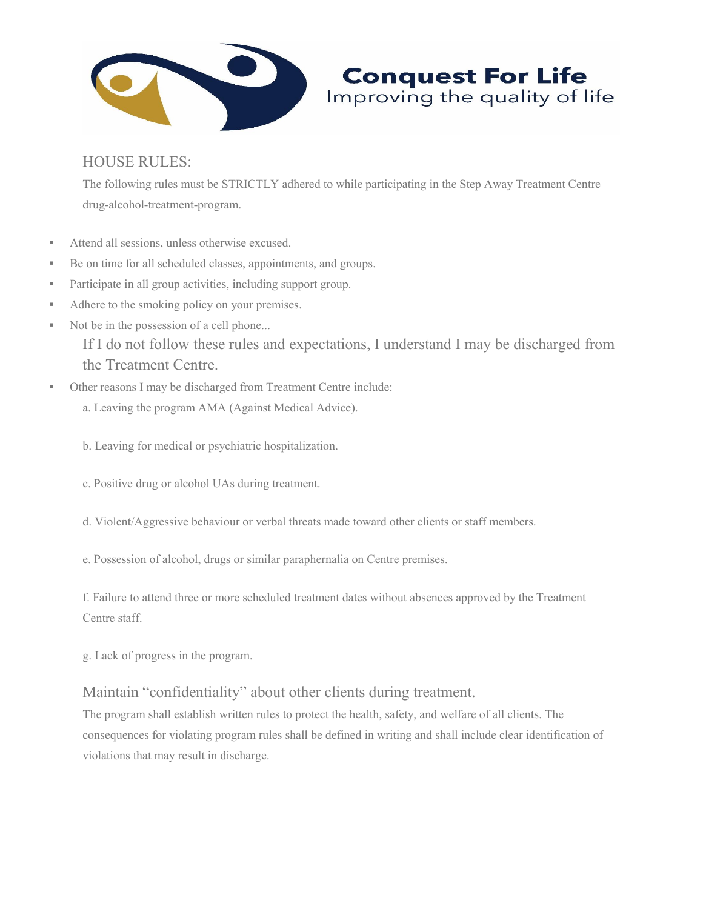**Conquest For Life**
Improving the quality of life

## HOUSE RULES:

The following rules must be STRICTLY adhered to while participating in the Step Away Treatment Centre drug-alcohol-treatment-program.

- Attend all sessions, unless otherwise excused.
- Be on time for all scheduled classes, appointments, and groups.
- Participate in all group activities, including support group.
- Adhere to the smoking policy on your premises.
- Not be in the possession of a cell phone...

  If I do not follow these rules and expectations, I understand I may be discharged from the Treatment Centre.

- Other reasons I may be discharged from Treatment Centre include:

  a. Leaving the program AMA (Against Medical Advice).

  b. Leaving for medical or psychiatric hospitalization.

  c. Positive drug or alcohol UAs during treatment.

  d. Violent/Aggressive behaviour or verbal threats made toward other clients or staff members.

  e. Possession of alcohol, drugs or similar paraphernalia on Centre premises.

  f. Failure to attend three or more scheduled treatment dates without absences approved by the Treatment Centre staff.

  g. Lack of progress in the program.

Maintain "confidentiality" about other clients during treatment.

The program shall establish written rules to protect the health, safety, and welfare of all clients. The consequences for violating program rules shall be defined in writing and shall include clear identification of violations that may result in discharge.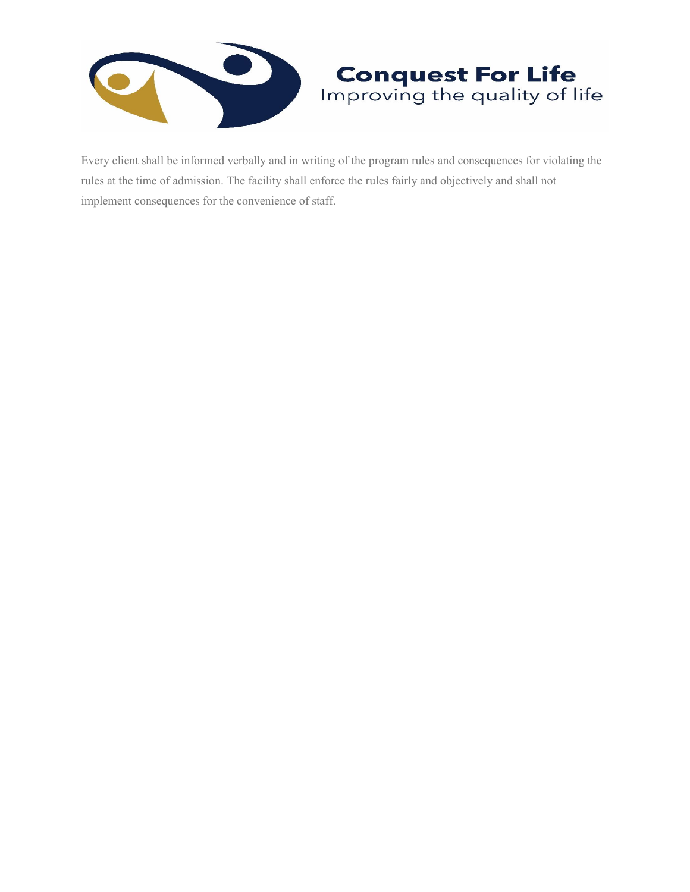Every client shall be informed verbally and in writing of the program rules and consequences for violating the rules at the time of admission. The facility shall enforce the rules fairly and objectively and shall not implement consequences for the convenience of staff.